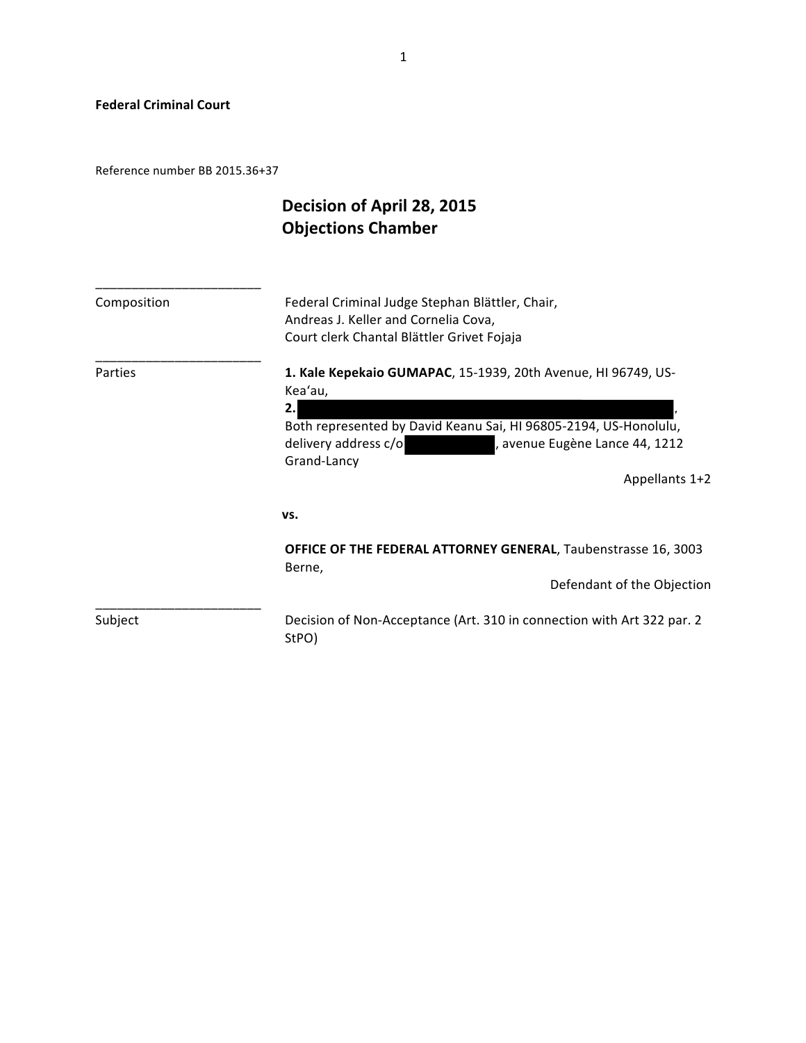**Federal Criminal Court**

Reference number BB 2015.36+37

# Decision of April 28, 2015
## Objections Chamber

| | |
|---|---|
| Composition | Federal Criminal Judge Stephan Blättler, Chair, Andreas J. Keller and Cornelia Cova, Court clerk Chantal Blättler Grivet Fojaja |
| Parties | **1. Kale Kepekaio GUMAPAC**, 15-1939, 20th Avenue, HI 96749, US-Kea'au, **2.** [REDACTED], Both represented by David Keanu Sai, HI 96805-2194, US-Honolulu, delivery address c/o [REDACTED], avenue Eugène Lance 44, 1212 Grand-Lancy — Appellants 1+2 |
| | vs. |
| | **OFFICE OF THE FEDERAL ATTORNEY GENERAL**, Taubenstrasse 16, 3003 Berne, — Defendant of the Objection |
| Subject | Decision of Non-Acceptance (Art. 310 in connection with Art 322 par. 2 StPO) |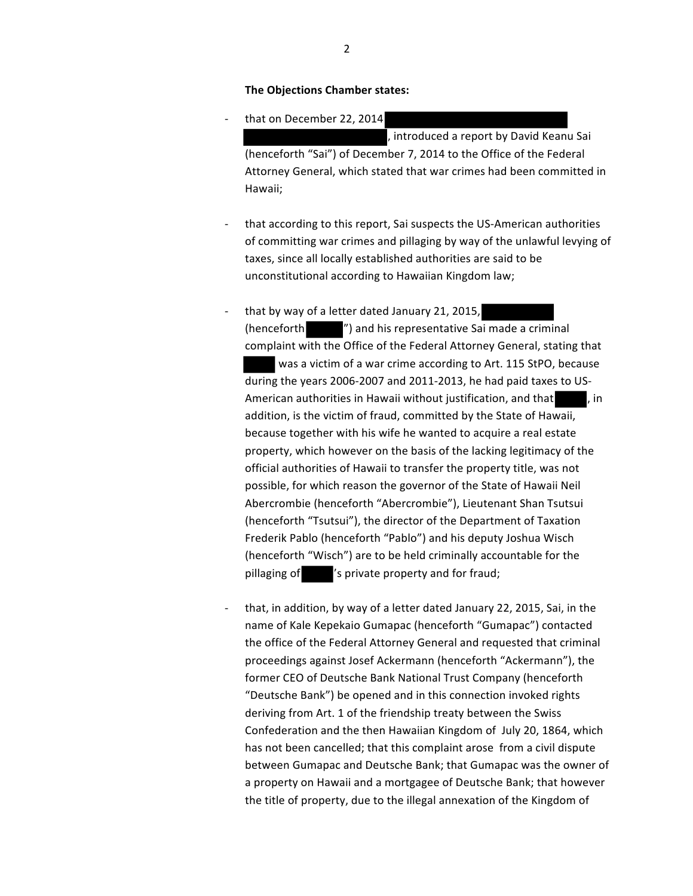**The Objections Chamber states:**

- that on December 22, 2014 ████████████████████ ████████████████, introduced a report by David Keanu Sai (henceforth "Sai") of December 7, 2014 to the Office of the Federal Attorney General, which stated that war crimes had been committed in Hawaii;

- that according to this report, Sai suspects the US-American authorities of committing war crimes and pillaging by way of the unlawful levying of taxes, since all locally established authorities are said to be unconstitutional according to Hawaiian Kingdom law;

- that by way of a letter dated January 21, 2015, ████████ (henceforth "█████") and his representative Sai made a criminal complaint with the Office of the Federal Attorney General, stating that █████ was a victim of a war crime according to Art. 115 StPO, because during the years 2006-2007 and 2011-2013, he had paid taxes to US-American authorities in Hawaii without justification, and that █████, in addition, is the victim of fraud, committed by the State of Hawaii, because together with his wife he wanted to acquire a real estate property, which however on the basis of the lacking legitimacy of the official authorities of Hawaii to transfer the property title, was not possible, for which reason the governor of the State of Hawaii Neil Abercrombie (henceforth "Abercrombie"), Lieutenant Shan Tsutsui (henceforth "Tsutsui"), the director of the Department of Taxation Frederik Pablo (henceforth "Pablo") and his deputy Joshua Wisch (henceforth "Wisch") are to be held criminally accountable for the pillaging of █████'s private property and for fraud;

- that, in addition, by way of a letter dated January 22, 2015, Sai, in the name of Kale Kepekaio Gumapac (henceforth "Gumapac") contacted the office of the Federal Attorney General and requested that criminal proceedings against Josef Ackermann (henceforth "Ackermann"), the former CEO of Deutsche Bank National Trust Company (henceforth "Deutsche Bank") be opened and in this connection invoked rights deriving from Art. 1 of the friendship treaty between the Swiss Confederation and the then Hawaiian Kingdom of July 20, 1864, which has not been cancelled; that this complaint arose from a civil dispute between Gumapac and Deutsche Bank; that Gumapac was the owner of a property on Hawaii and a mortgagee of Deutsche Bank; that however the title of property, due to the illegal annexation of the Kingdom of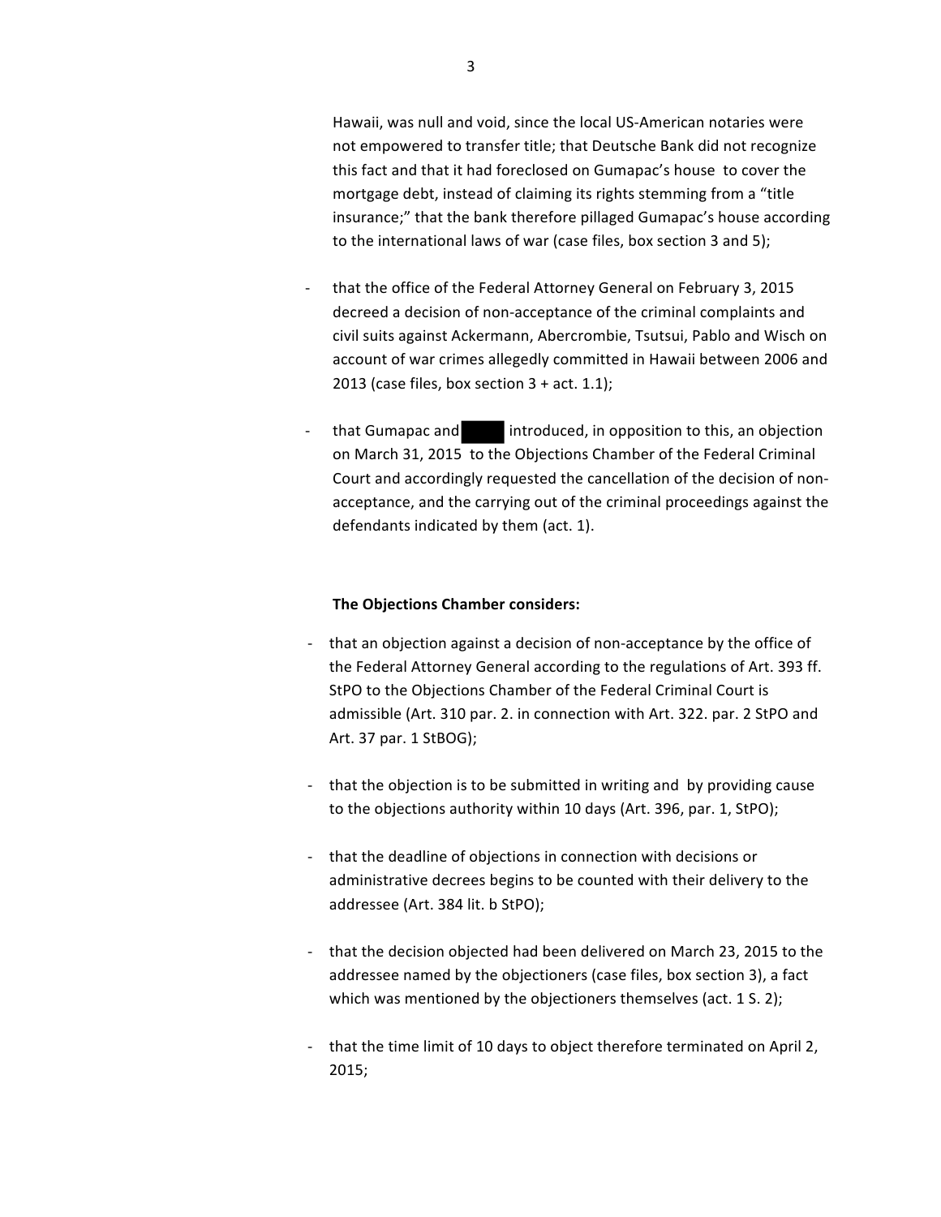Hawaii, was null and void, since the local US-American notaries were not empowered to transfer title; that Deutsche Bank did not recognize this fact and that it had foreclosed on Gumapac's house to cover the mortgage debt, instead of claiming its rights stemming from a "title insurance;" that the bank therefore pillaged Gumapac's house according to the international laws of war (case files, box section 3 and 5);

- that the office of the Federal Attorney General on February 3, 2015 decreed a decision of non-acceptance of the criminal complaints and civil suits against Ackermann, Abercrombie, Tsutsui, Pablo and Wisch on account of war crimes allegedly committed in Hawaii between 2006 and 2013 (case files, box section 3 + act. 1.1);

- that Gumapac and ████ introduced, in opposition to this, an objection on March 31, 2015 to the Objections Chamber of the Federal Criminal Court and accordingly requested the cancellation of the decision of non-acceptance, and the carrying out of the criminal proceedings against the defendants indicated by them (act. 1).

**The Objections Chamber considers:**

- that an objection against a decision of non-acceptance by the office of the Federal Attorney General according to the regulations of Art. 393 ff. StPO to the Objections Chamber of the Federal Criminal Court is admissible (Art. 310 par. 2. in connection with Art. 322. par. 2 StPO and Art. 37 par. 1 StBOG);

- that the objection is to be submitted in writing and by providing cause to the objections authority within 10 days (Art. 396, par. 1, StPO);

- that the deadline of objections in connection with decisions or administrative decrees begins to be counted with their delivery to the addressee (Art. 384 lit. b StPO);

- that the decision objected had been delivered on March 23, 2015 to the addressee named by the objectioners (case files, box section 3), a fact which was mentioned by the objectioners themselves (act. 1 S. 2);

- that the time limit of 10 days to object therefore terminated on April 2, 2015;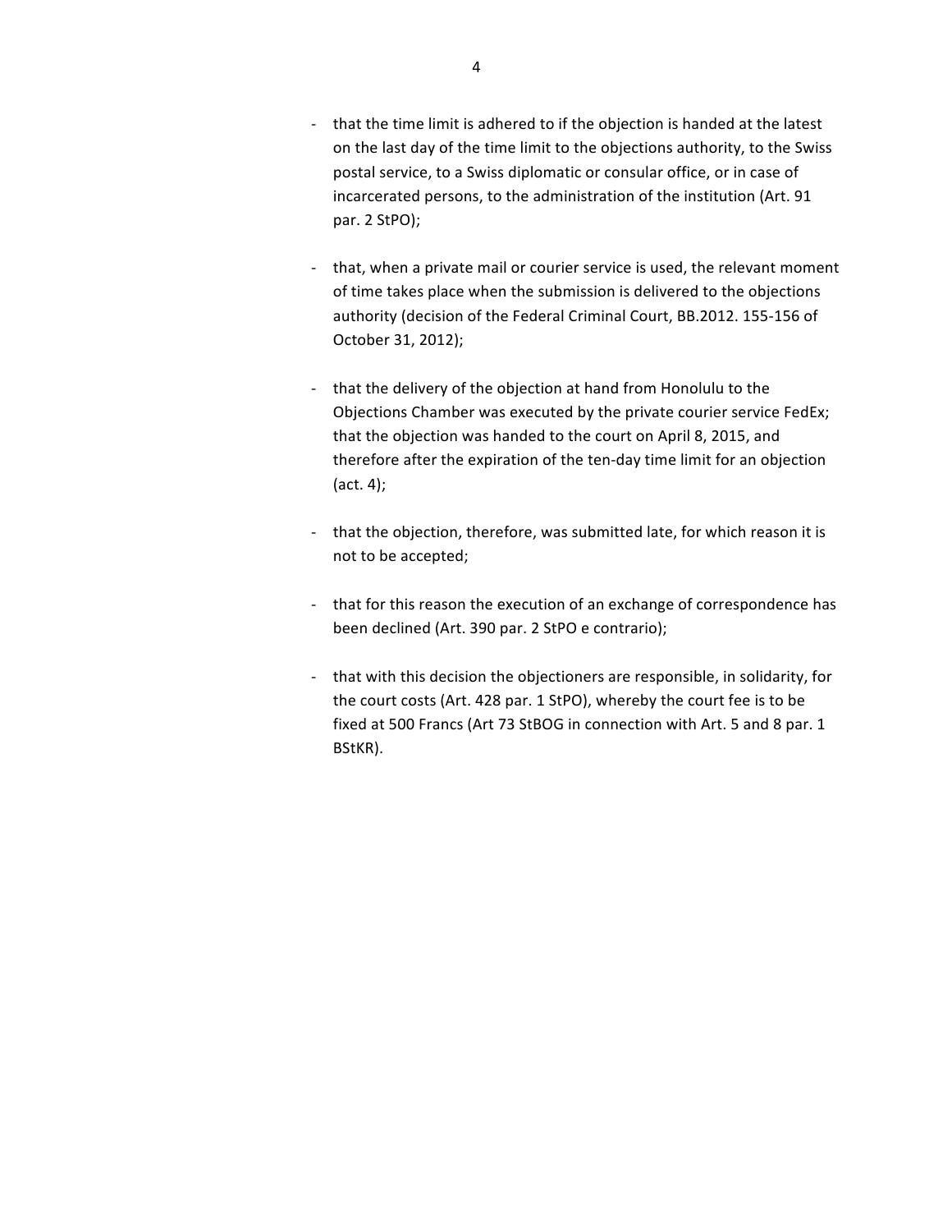- that the time limit is adhered to if the objection is handed at the latest on the last day of the time limit to the objections authority, to the Swiss postal service, to a Swiss diplomatic or consular office, or in case of incarcerated persons, to the administration of the institution (Art. 91 par. 2 StPO);

- that, when a private mail or courier service is used, the relevant moment of time takes place when the submission is delivered to the objections authority (decision of the Federal Criminal Court, BB.2012. 155-156 of October 31, 2012);

- that the delivery of the objection at hand from Honolulu to the Objections Chamber was executed by the private courier service FedEx; that the objection was handed to the court on April 8, 2015, and therefore after the expiration of the ten-day time limit for an objection (act. 4);

- that the objection, therefore, was submitted late, for which reason it is not to be accepted;

- that for this reason the execution of an exchange of correspondence has been declined (Art. 390 par. 2 StPO e contrario);

- that with this decision the objectioners are responsible, in solidarity, for the court costs (Art. 428 par. 1 StPO), whereby the court fee is to be fixed at 500 Francs (Art 73 StBOG in connection with Art. 5 and 8 par. 1 BStKR).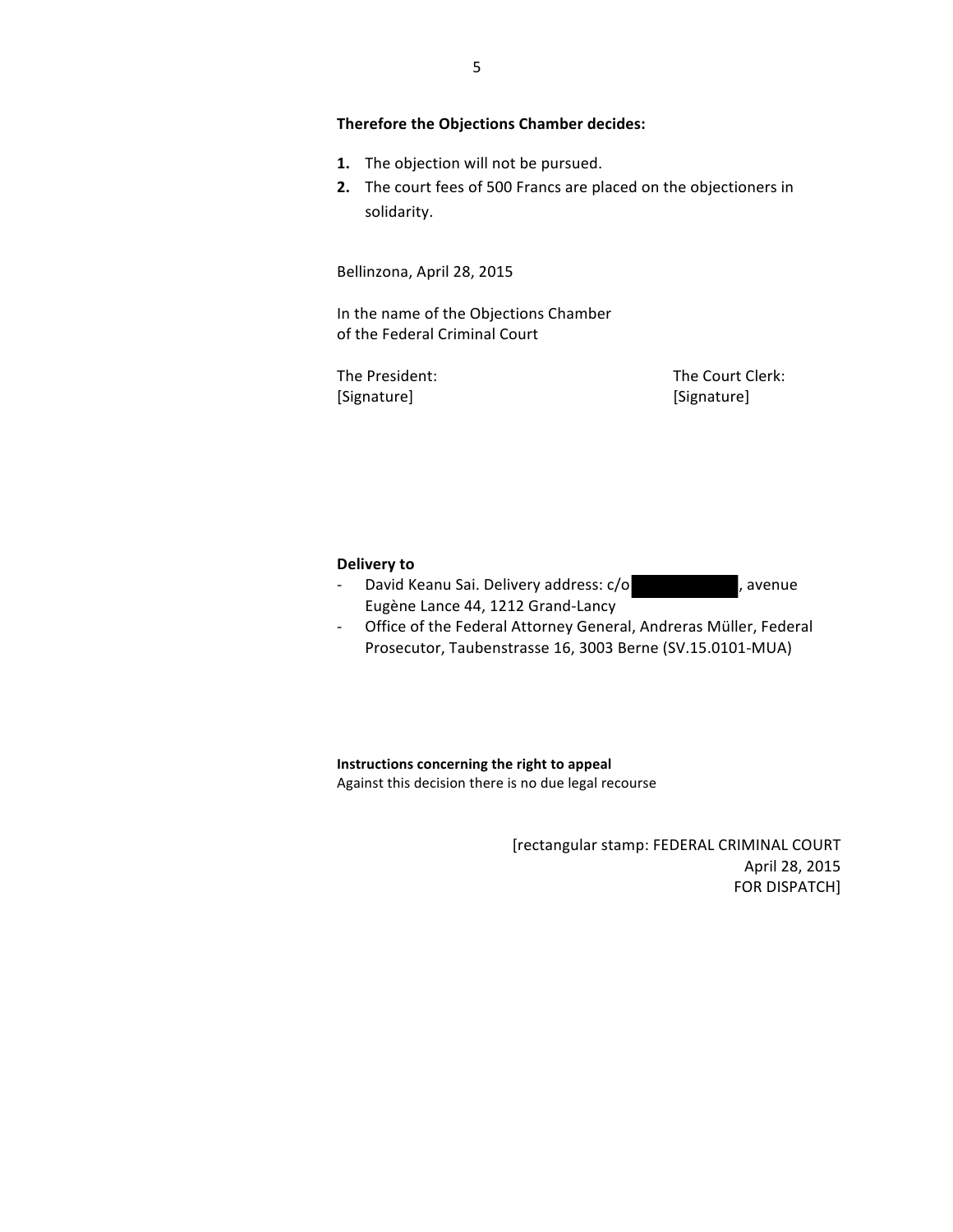**Therefore the Objections Chamber decides:**

1. The objection will not be pursued.
2. The court fees of 500 Francs are placed on the objectioners in solidarity.

Bellinzona, April 28, 2015

In the name of the Objections Chamber
of the Federal Criminal Court

The President: [Signature]

The Court Clerk: [Signature]

**Delivery to**

- David Keanu Sai. Delivery address: c/o [redacted], avenue Eugène Lance 44, 1212 Grand-Lancy
- Office of the Federal Attorney General, Andreras Müller, Federal Prosecutor, Taubenstrasse 16, 3003 Berne (SV.15.0101-MUA)

**Instructions concerning the right to appeal**
Against this decision there is no due legal recourse

[rectangular stamp: FEDERAL CRIMINAL COURT
April 28, 2015
FOR DISPATCH]